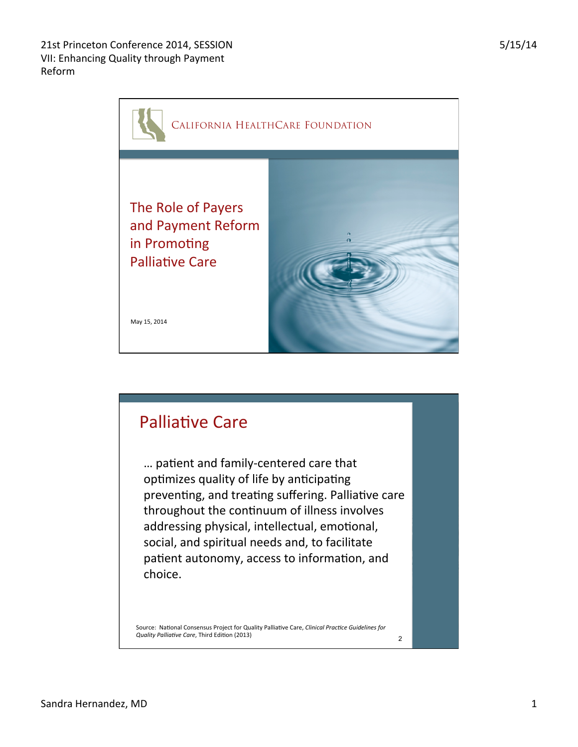CALIFORNIA HEALTHCARE FOUNDATION

# The Role of Payers and Payment Reform in Promoting Palliative Care

May 15, 2014

## Palliative Care

… patient and family-centered care that optimizes quality of life by anticipating preventing, and treating suffering. Palliative care throughout the continuum of illness involves addressing physical, intellectual, emotional, social, and spiritual needs and, to facilitate patient autonomy, access to information, and choice.

Source: National Consensus Project for Quality Palliative Care, *Clinical Practice Guidelines for Quality Palliative Care*, Third Edition (2013)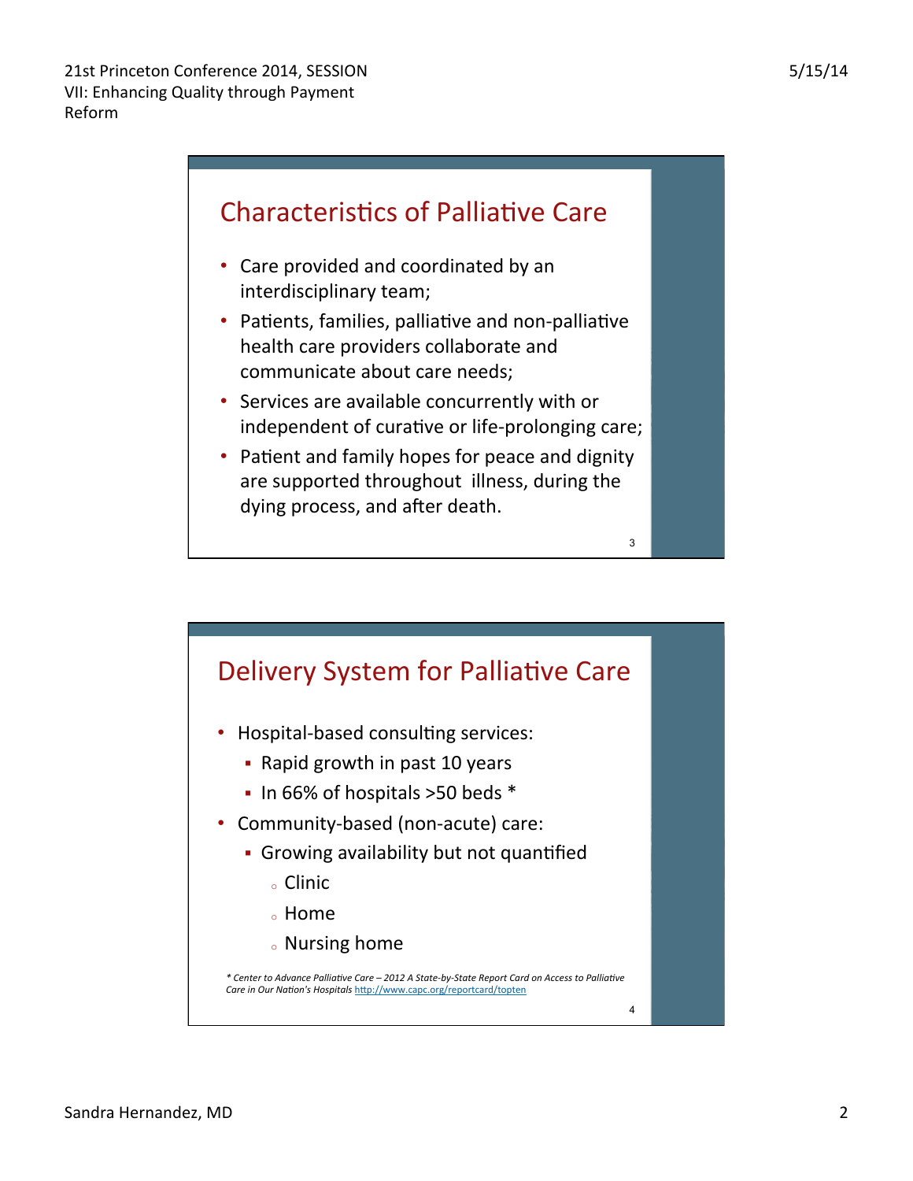## Characteristics of Palliative Care

- Care provided and coordinated by an interdisciplinary team;
- Patients, families, palliative and non-palliative health care providers collaborate and communicate about care needs;
- Services are available concurrently with or independent of curative or life-prolonging care;
- Patient and family hopes for peace and dignity are supported throughout illness, during the dying process, and after death.

## Delivery System for Palliative Care

- Hospital-based consulting services:
  - Rapid growth in past 10 years
  - In 66% of hospitals >50 beds *
- Community-based (non-acute) care:
  - Growing availability but not quantified
    - Clinic
    - Home
    - Nursing home

*\* Center to Advance Palliative Care – 2012 A State-by-State Report Card on Access to Palliative Care in Our Nation's Hospitals* http://www.capc.org/reportcard/topten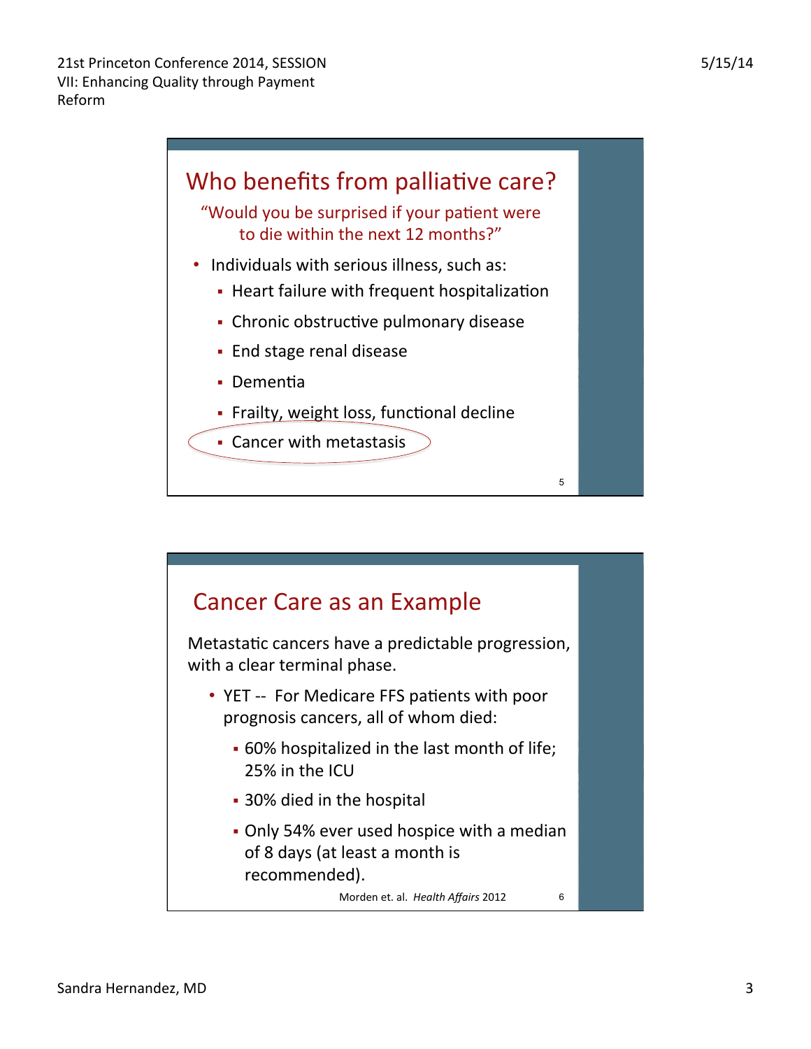## Who benefits from palliative care?

"Would you be surprised if your patient were to die within the next 12 months?"

- Individuals with serious illness, such as:
  - Heart failure with frequent hospitalization
  - Chronic obstructive pulmonary disease
  - End stage renal disease
  - Dementia
  - Frailty, weight loss, functional decline
  - Cancer with metastasis

## Cancer Care as an Example

Metastatic cancers have a predictable progression, with a clear terminal phase.

- YET -- For Medicare FFS patients with poor prognosis cancers, all of whom died:
  - 60% hospitalized in the last month of life; 25% in the ICU
  - 30% died in the hospital
  - Only 54% ever used hospice with a median of 8 days (at least a month is recommended).

Morden et. al. *Health Affairs* 2012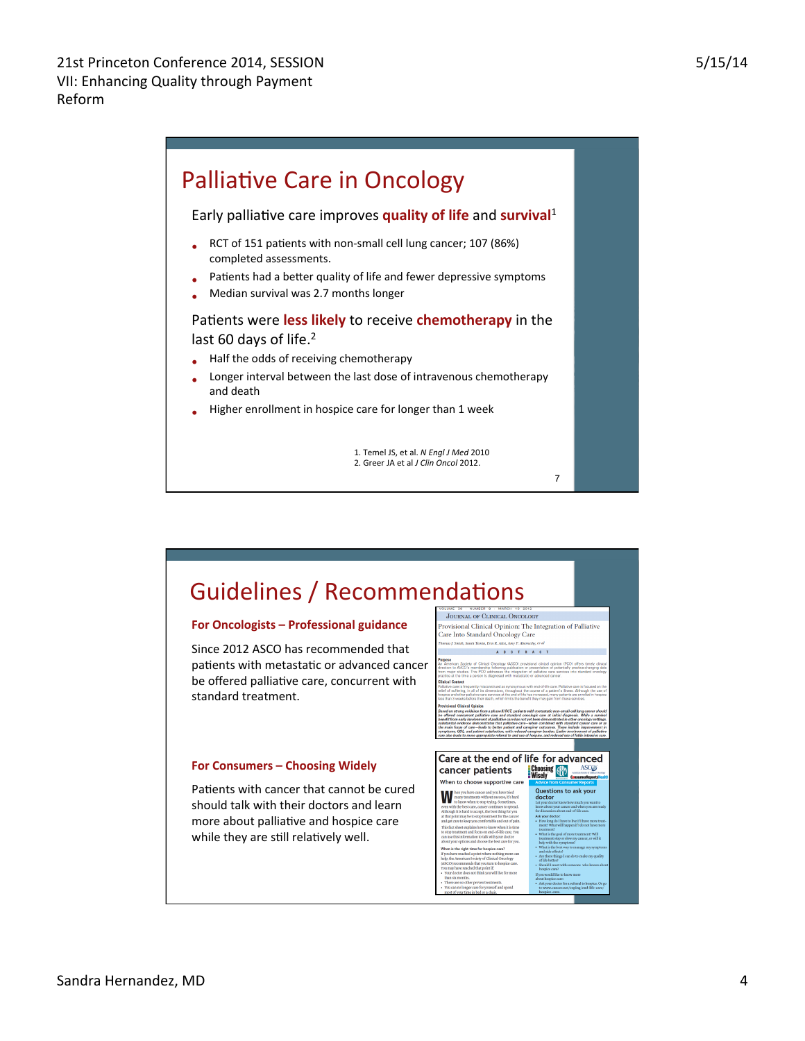## Palliative Care in Oncology

Early palliative care improves **quality of life** and **survival**[1]

- RCT of 151 patients with non-small cell lung cancer; 107 (86%) completed assessments.
- Patients had a better quality of life and fewer depressive symptoms
- Median survival was 2.7 months longer

Patients were **less likely** to receive **chemotherapy** in the last 60 days of life.[2]

- Half the odds of receiving chemotherapy
- Longer interval between the last dose of intravenous chemotherapy and death
- Higher enrollment in hospice care for longer than 1 week

1. Temel JS, et al. *N Engl J Med* 2010
2. Greer JA et al *J Clin Oncol* 2012.

## Guidelines / Recommendations

**For Oncologists – Professional guidance**

Since 2012 ASCO has recommended that patients with metastatic or advanced cancer be offered palliative care, concurrent with standard treatment.

**For Consumers – Choosing Widely**

Patients with cancer that cannot be cured should talk with their doctors and learn more about palliative and hospice care while they are still relatively well.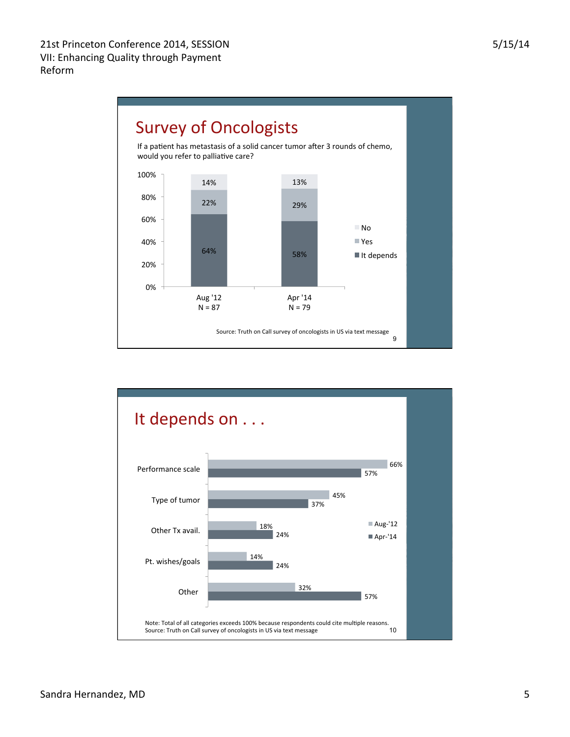## Survey of Oncologists

If a patient has metastasis of a solid cancer tumor after 3 rounds of chemo, would you refer to palliative care?

| | Aug '12 (N = 87) | Apr '14 (N = 79) |
|---|---|---|
| No | 14% | 13% |
| Yes | 22% | 29% |
| It depends | 64% | 58% |

Source: Truth on Call survey of oncologists in US via text message

## It depends on . . .

| | Aug-'12 | Apr-'14 |
|---|---|---|
| Performance scale | 66% | 57% |
| Type of tumor | 45% | 37% |
| Other Tx avail. | 18% | 24% |
| Pt. wishes/goals | 14% | 24% |
| Other | 32% | 57% |

Note: Total of all categories exceeds 100% because respondents could cite multiple reasons.
Source: Truth on Call survey of oncologists in US via text message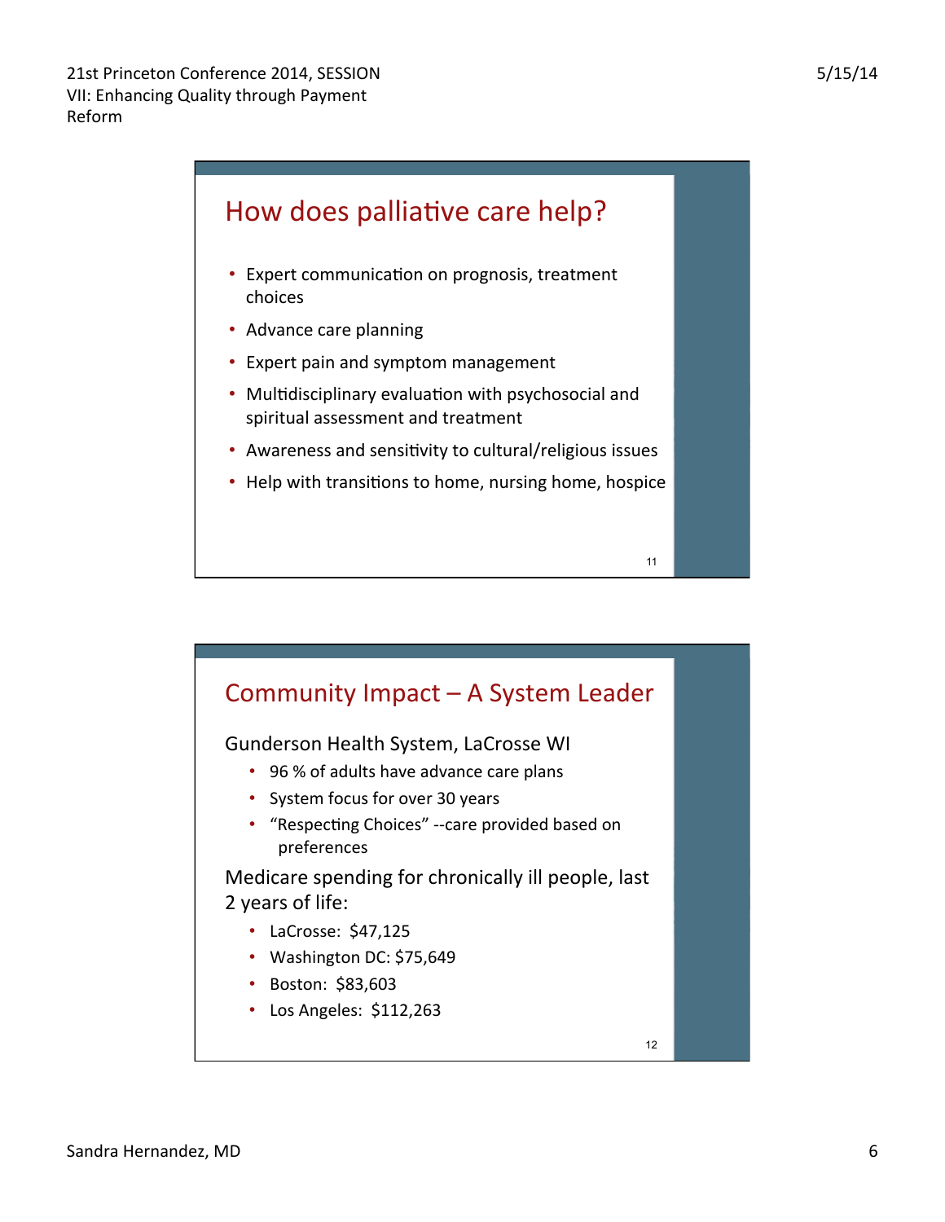## How does palliative care help?

- Expert communication on prognosis, treatment choices
- Advance care planning
- Expert pain and symptom management
- Multidisciplinary evaluation with psychosocial and spiritual assessment and treatment
- Awareness and sensitivity to cultural/religious issues
- Help with transitions to home, nursing home, hospice

## Community Impact – A System Leader

Gunderson Health System, LaCrosse WI

- 96 % of adults have advance care plans
- System focus for over 30 years
- "Respecting Choices" --care provided based on preferences

Medicare spending for chronically ill people, last 2 years of life:

- LaCrosse: $47,125
- Washington DC: $75,649
- Boston: $83,603
- Los Angeles: $112,263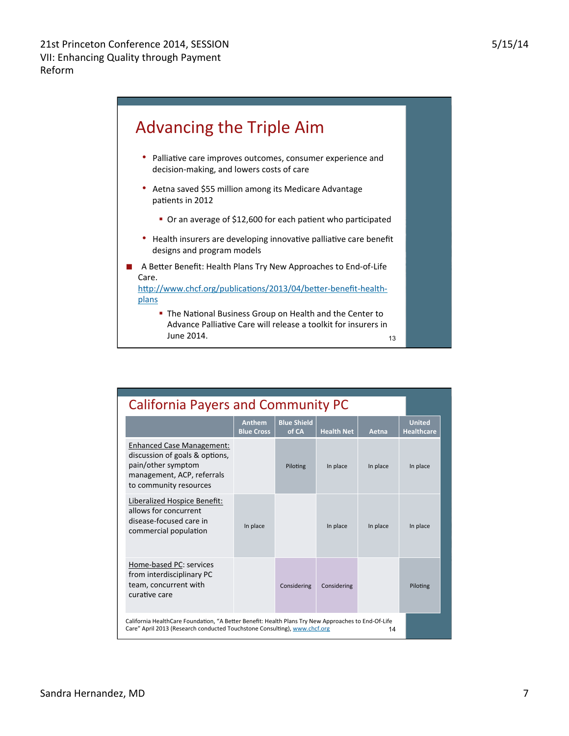## Advancing the Triple Aim

- Palliative care improves outcomes, consumer experience and decision-making, and lowers costs of care
- Aetna saved $55 million among its Medicare Advantage patients in 2012
  - Or an average of $12,600 for each patient who participated
- Health insurers are developing innovative palliative care benefit designs and program models

■ A Better Benefit: Health Plans Try New Approaches to End-of-Life Care. http://www.chcf.org/publications/2013/04/better-benefit-health-plans

  - The National Business Group on Health and the Center to Advance Palliative Care will release a toolkit for insurers in June 2014.

## California Payers and Community PC

| | Anthem Blue Cross | Blue Shield of CA | Health Net | Aetna | United Healthcare |
|---|---|---|---|---|---|
| Enhanced Case Management: discussion of goals & options, pain/other symptom management, ACP, referrals to community resources | | Piloting | In place | In place | In place |
| Liberalized Hospice Benefit: allows for concurrent disease-focused care in commercial population | In place | | In place | In place | In place |
| Home-based PC: services from interdisciplinary PC team, concurrent with curative care | | Considering | Considering | | Piloting |

California HealthCare Foundation, "A Better Benefit: Health Plans Try New Approaches to End-Of-Life Care" April 2013 (Research conducted Touchstone Consulting), www.chcf.org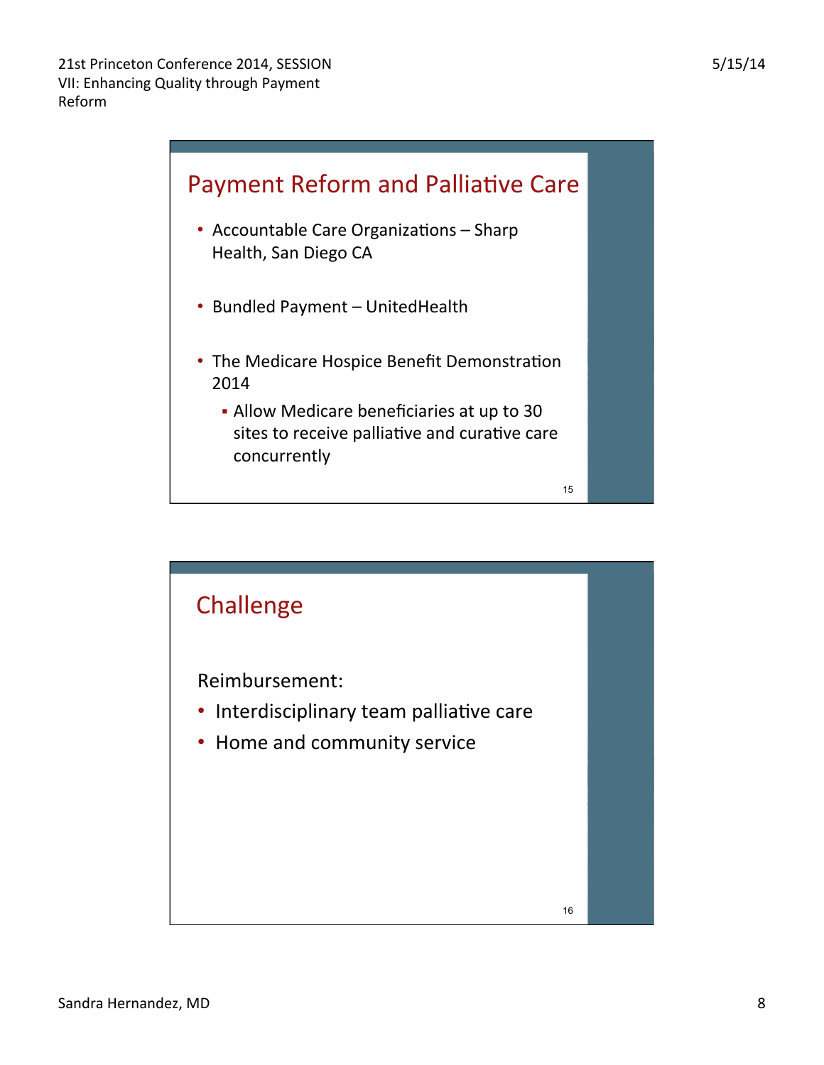## Payment Reform and Palliative Care

- Accountable Care Organizations – Sharp Health, San Diego CA
- Bundled Payment – UnitedHealth
- The Medicare Hospice Benefit Demonstration 2014
  - Allow Medicare beneficiaries at up to 30 sites to receive palliative and curative care concurrently

## Challenge

Reimbursement:

- Interdisciplinary team palliative care
- Home and community service